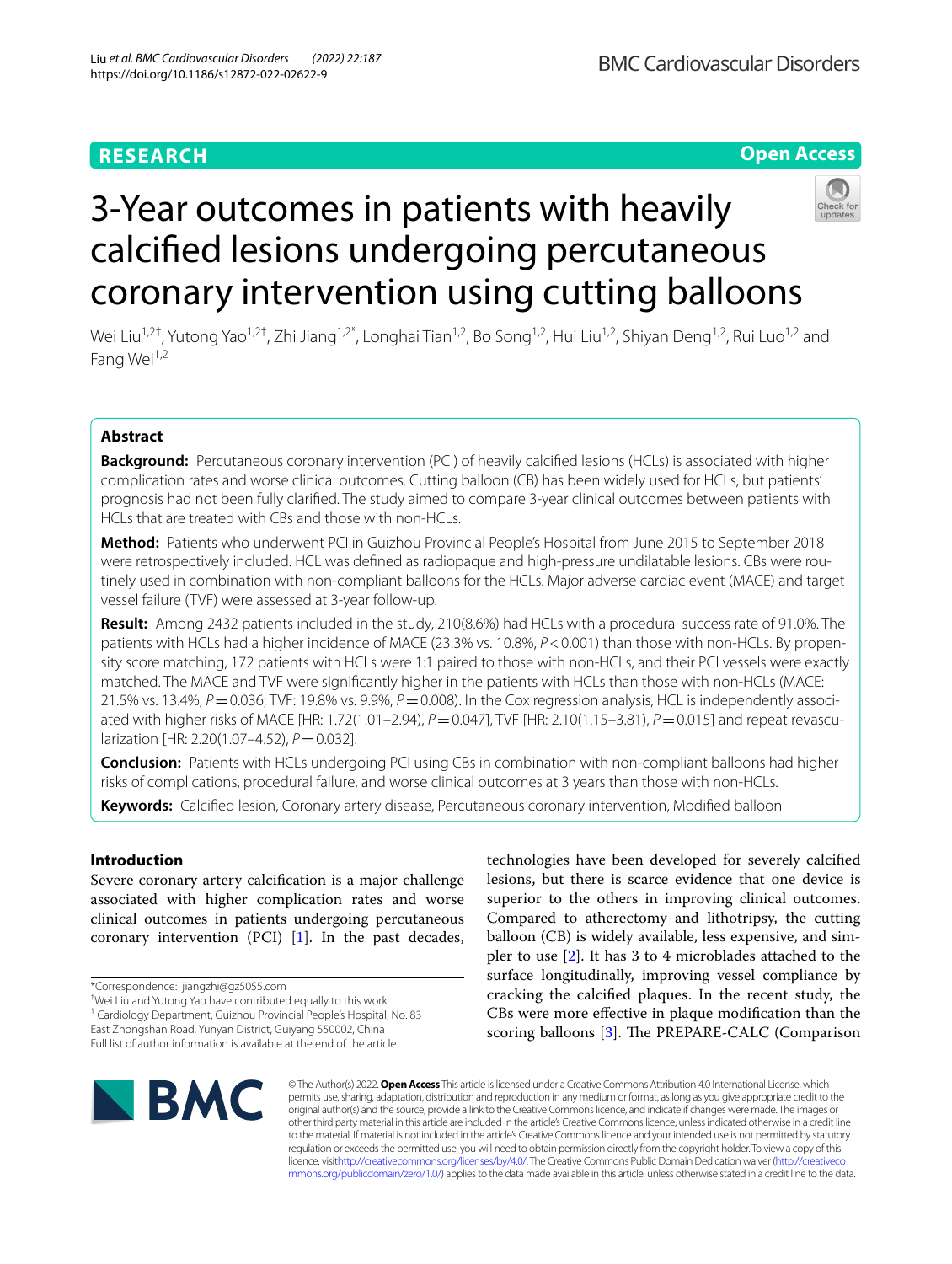**RESEARCH** **Open Access**

# 3-Year outcomes in patients with heavily calcified lesions undergoing percutaneous coronary intervention using cutting balloons

Wei Liu[1,2†], Yutong Yao[1,2†], Zhi Jiang[1,2*], Longhai Tian[1,2], Bo Song[1,2], Hui Liu[1,2], Shiyan Deng[1,2], Rui Luo[1,2] and Fang Wei[1,2]

## Abstract

**Background:** Percutaneous coronary intervention (PCI) of heavily calcified lesions (HCLs) is associated with higher complication rates and worse clinical outcomes. Cutting balloon (CB) has been widely used for HCLs, but patients' prognosis had not been fully clarified. The study aimed to compare 3-year clinical outcomes between patients with HCLs that are treated with CBs and those with non-HCLs.

**Method:** Patients who underwent PCI in Guizhou Provincial People's Hospital from June 2015 to September 2018 were retrospectively included. HCL was defined as radiopaque and high-pressure undilatable lesions. CBs were routinely used in combination with non-compliant balloons for the HCLs. Major adverse cardiac event (MACE) and target vessel failure (TVF) were assessed at 3-year follow-up.

**Result:** Among 2432 patients included in the study, 210(8.6%) had HCLs with a procedural success rate of 91.0%. The patients with HCLs had a higher incidence of MACE (23.3% vs. 10.8%, $P<0.001$) than those with non-HCLs. By propensity score matching, 172 patients with HCLs were 1:1 paired to those with non-HCLs, and their PCI vessels were exactly matched. The MACE and TVF were significantly higher in the patients with HCLs than those with non-HCLs (MACE: 21.5% vs. 13.4%, $P=0.036$; TVF: 19.8% vs. 9.9%, $P=0.008$). In the Cox regression analysis, HCL is independently associated with higher risks of MACE [HR: 1.72(1.01–2.94), $P=0.047$], TVF [HR: 2.10(1.15–3.81), $P=0.015$] and repeat revascularization [HR: 2.20(1.07–4.52), $P=0.032$].

**Conclusion:** Patients with HCLs undergoing PCI using CBs in combination with non-compliant balloons had higher risks of complications, procedural failure, and worse clinical outcomes at 3 years than those with non-HCLs.

**Keywords:** Calcified lesion, Coronary artery disease, Percutaneous coronary intervention, Modified balloon

## Introduction

Severe coronary artery calcification is a major challenge associated with higher complication rates and worse clinical outcomes in patients undergoing percutaneous coronary intervention (PCI) [1]. In the past decades, technologies have been developed for severely calcified lesions, but there is scarce evidence that one device is superior to the others in improving clinical outcomes. Compared to atherectomy and lithotripsy, the cutting balloon (CB) is widely available, less expensive, and simpler to use [2]. It has 3 to 4 microblades attached to the surface longitudinally, improving vessel compliance by cracking the calcified plaques. In the recent study, the CBs were more effective in plaque modification than the scoring balloons [3]. The PREPARE-CALC (Comparison

*Correspondence: jiangzhi@gz5055.com

†Wei Liu and Yutong Yao have contributed equally to this work

[1] Cardiology Department, Guizhou Provincial People's Hospital, No. 83 East Zhongshan Road, Yunyan District, Guiyang 550002, China

Full list of author information is available at the end of the article

© The Author(s) 2022. **Open Access** This article is licensed under a Creative Commons Attribution 4.0 International License, which permits use, sharing, adaptation, distribution and reproduction in any medium or format, as long as you give appropriate credit to the original author(s) and the source, provide a link to the Creative Commons licence, and indicate if changes were made. The images or other third party material in this article are included in the article's Creative Commons licence, unless indicated otherwise in a credit line to the material. If material is not included in the article's Creative Commons licence and your intended use is not permitted by statutory regulation or exceeds the permitted use, you will need to obtain permission directly from the copyright holder. To view a copy of this licence, visit http://creativecommons.org/licenses/by/4.0/. The Creative Commons Public Domain Dedication waiver (http://creativecommons.org/publicdomain/zero/1.0/) applies to the data made available in this article, unless otherwise stated in a credit line to the data.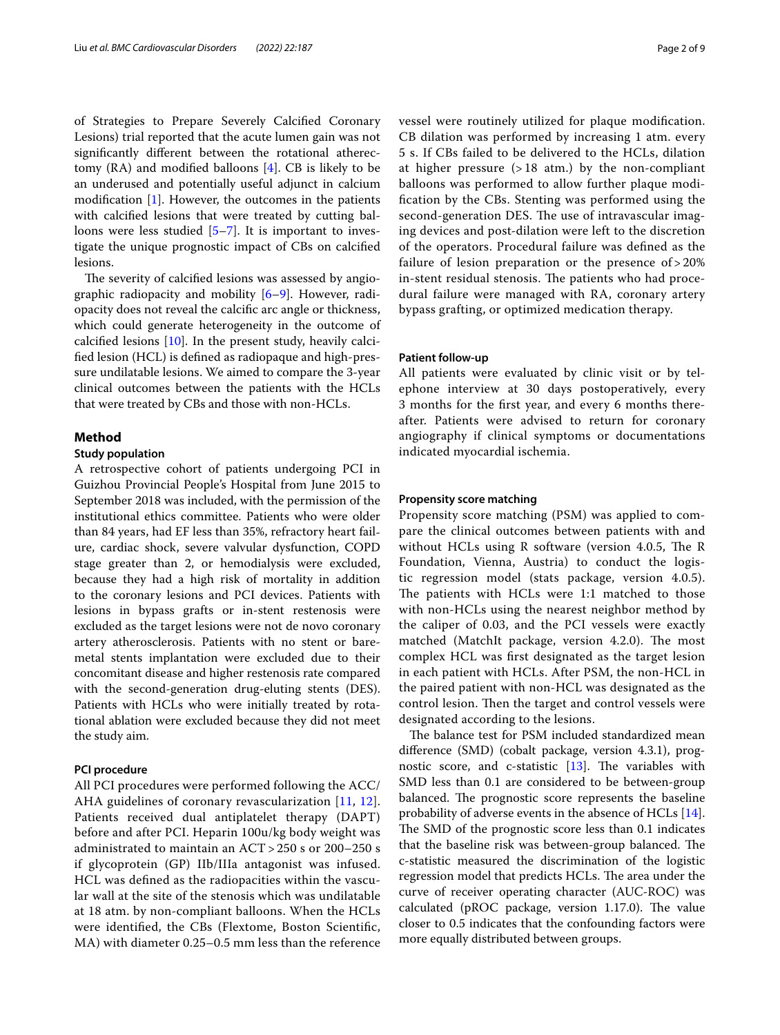of Strategies to Prepare Severely Calcified Coronary Lesions) trial reported that the acute lumen gain was not significantly different between the rotational atherectomy (RA) and modified balloons [4]. CB is likely to be an underused and potentially useful adjunct in calcium modification [1]. However, the outcomes in the patients with calcified lesions that were treated by cutting balloons were less studied [5–7]. It is important to investigate the unique prognostic impact of CBs on calcified lesions.

The severity of calcified lesions was assessed by angiographic radiopacity and mobility [6–9]. However, radiopacity does not reveal the calcific arc angle or thickness, which could generate heterogeneity in the outcome of calcified lesions [10]. In the present study, heavily calcified lesion (HCL) is defined as radiopaque and high-pressure undilatable lesions. We aimed to compare the 3-year clinical outcomes between the patients with the HCLs that were treated by CBs and those with non-HCLs.

## Method

### Study population

A retrospective cohort of patients undergoing PCI in Guizhou Provincial People's Hospital from June 2015 to September 2018 was included, with the permission of the institutional ethics committee. Patients who were older than 84 years, had EF less than 35%, refractory heart failure, cardiac shock, severe valvular dysfunction, COPD stage greater than 2, or hemodialysis were excluded, because they had a high risk of mortality in addition to the coronary lesions and PCI devices. Patients with lesions in bypass grafts or in-stent restenosis were excluded as the target lesions were not de novo coronary artery atherosclerosis. Patients with no stent or bare-metal stents implantation were excluded due to their concomitant disease and higher restenosis rate compared with the second-generation drug-eluting stents (DES). Patients with HCLs who were initially treated by rotational ablation were excluded because they did not meet the study aim.

### PCI procedure

All PCI procedures were performed following the ACC/AHA guidelines of coronary revascularization [11, 12]. Patients received dual antiplatelet therapy (DAPT) before and after PCI. Heparin 100u/kg body weight was administrated to maintain an ACT > 250 s or 200–250 s if glycoprotein (GP) IIb/IIIa antagonist was infused. HCL was defined as the radiopacities within the vascular wall at the site of the stenosis which was undilatable at 18 atm. by non-compliant balloons. When the HCLs were identified, the CBs (Flextome, Boston Scientific, MA) with diameter 0.25–0.5 mm less than the reference vessel were routinely utilized for plaque modification. CB dilation was performed by increasing 1 atm. every 5 s. If CBs failed to be delivered to the HCLs, dilation at higher pressure (> 18 atm.) by the non-compliant balloons was performed to allow further plaque modification by the CBs. Stenting was performed using the second-generation DES. The use of intravascular imaging devices and post-dilation were left to the discretion of the operators. Procedural failure was defined as the failure of lesion preparation or the presence of > 20% in-stent residual stenosis. The patients who had procedural failure were managed with RA, coronary artery bypass grafting, or optimized medication therapy.

### Patient follow-up

All patients were evaluated by clinic visit or by telephone interview at 30 days postoperatively, every 3 months for the first year, and every 6 months thereafter. Patients were advised to return for coronary angiography if clinical symptoms or documentations indicated myocardial ischemia.

### Propensity score matching

Propensity score matching (PSM) was applied to compare the clinical outcomes between patients with and without HCLs using R software (version 4.0.5, The R Foundation, Vienna, Austria) to conduct the logistic regression model (stats package, version 4.0.5). The patients with HCLs were 1:1 matched to those with non-HCLs using the nearest neighbor method by the caliper of 0.03, and the PCI vessels were exactly matched (MatchIt package, version 4.2.0). The most complex HCL was first designated as the target lesion in each patient with HCLs. After PSM, the non-HCL in the paired patient with non-HCL was designated as the control lesion. Then the target and control vessels were designated according to the lesions.

The balance test for PSM included standardized mean difference (SMD) (cobalt package, version 4.3.1), prognostic score, and c-statistic [13]. The variables with SMD less than 0.1 are considered to be between-group balanced. The prognostic score represents the baseline probability of adverse events in the absence of HCLs [14]. The SMD of the prognostic score less than 0.1 indicates that the baseline risk was between-group balanced. The c-statistic measured the discrimination of the logistic regression model that predicts HCLs. The area under the curve of receiver operating character (AUC-ROC) was calculated (pROC package, version 1.17.0). The value closer to 0.5 indicates that the confounding factors were more equally distributed between groups.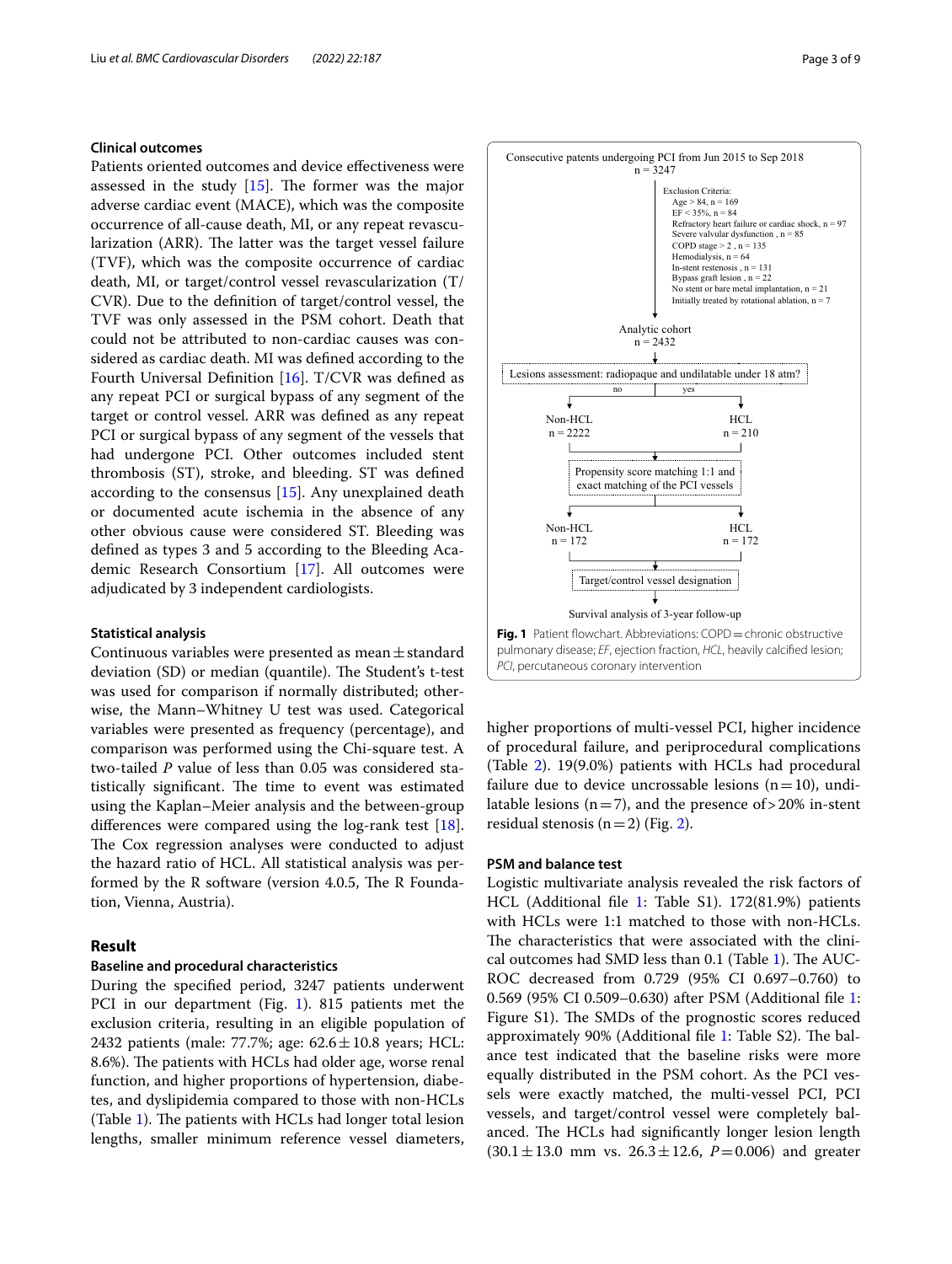### Clinical outcomes

Patients oriented outcomes and device effectiveness were assessed in the study [15]. The former was the major adverse cardiac event (MACE), which was the composite occurrence of all-cause death, MI, or any repeat revascularization (ARR). The latter was the target vessel failure (TVF), which was the composite occurrence of cardiac death, MI, or target/control vessel revascularization (T/CVR). Due to the definition of target/control vessel, the TVF was only assessed in the PSM cohort. Death that could not be attributed to non-cardiac causes was considered as cardiac death. MI was defined according to the Fourth Universal Definition [16]. T/CVR was defined as any repeat PCI or surgical bypass of any segment of the target or control vessel. ARR was defined as any repeat PCI or surgical bypass of any segment of the vessels that had undergone PCI. Other outcomes included stent thrombosis (ST), stroke, and bleeding. ST was defined according to the consensus [15]. Any unexplained death or documented acute ischemia in the absence of any other obvious cause were considered ST. Bleeding was defined as types 3 and 5 according to the Bleeding Academic Research Consortium [17]. All outcomes were adjudicated by 3 independent cardiologists.

### Statistical analysis

Continuous variables were presented as mean ± standard deviation (SD) or median (quantile). The Student's t-test was used for comparison if normally distributed; otherwise, the Mann–Whitney U test was used. Categorical variables were presented as frequency (percentage), and comparison was performed using the Chi-square test. A two-tailed *P* value of less than 0.05 was considered statistically significant. The time to event was estimated using the Kaplan–Meier analysis and the between-group differences were compared using the log-rank test [18]. The Cox regression analyses were conducted to adjust the hazard ratio of HCL. All statistical analysis was performed by the R software (version 4.0.5, The R Foundation, Vienna, Austria).

## Result

### Baseline and procedural characteristics

During the specified period, 3247 patients underwent PCI in our department (Fig. 1). 815 patients met the exclusion criteria, resulting in an eligible population of 2432 patients (male: 77.7%; age: 62.6 ± 10.8 years; HCL: 8.6%). The patients with HCLs had older age, worse renal function, and higher proportions of hypertension, diabetes, and dyslipidemia compared to those with non-HCLs (Table 1). The patients with HCLs had longer total lesion lengths, smaller minimum reference vessel diameters, higher proportions of multi-vessel PCI, higher incidence of procedural failure, and periprocedural complications (Table 2). 19(9.0%) patients with HCLs had procedural failure due to device uncrossable lesions (n = 10), undilatable lesions (n = 7), and the presence of > 20% in-stent residual stenosis (n = 2) (Fig. 2).

Consecutive patents undergoing PCI from Jun 2015 to Sep 2018
n = 3247

Exclusion Criteria:
Age > 84, n = 169
EF < 35%, n = 84
Refractory heart failure or cardiac shock, n = 97
Severe valvular dysfunction , n = 85
COPD stage > 2 , n = 135
Hemodialysis, n = 64
In-stent restenosis , n = 131
Bypass graft lesion , n = 22
No stent or bare metal implantation, n = 21
Initially treated by rotational ablation, n = 7

Analytic cohort
n = 2432

Lesions assessment: radiopaque and undilatable under 18 atm?

no
yes

Non-HCL
n = 2222

HCL
n = 210

Propensity score matching 1:1 and exact matching of the PCI vessels

Non-HCL
n = 172

HCL
n = 172

Target/control vessel designation

Survival analysis of 3-year follow-up

**Fig. 1** Patient flowchart. Abbreviations: COPD = chronic obstructive pulmonary disease; *EF*, ejection fraction, *HCL*, heavily calcified lesion; *PCI*, percutaneous coronary intervention

### PSM and balance test

Logistic multivariate analysis revealed the risk factors of HCL (Additional file 1: Table S1). 172(81.9%) patients with HCLs were 1:1 matched to those with non-HCLs. The characteristics that were associated with the clinical outcomes had SMD less than 0.1 (Table 1). The AUC-ROC decreased from 0.729 (95% CI 0.697–0.760) to 0.569 (95% CI 0.509–0.630) after PSM (Additional file 1: Figure S1). The SMDs of the prognostic scores reduced approximately 90% (Additional file 1: Table S2). The balance test indicated that the baseline risks were more equally distributed in the PSM cohort. As the PCI vessels were exactly matched, the multi-vessel PCI, PCI vessels, and target/control vessel were completely balanced. The HCLs had significantly longer lesion length (30.1 ± 13.0 mm vs. 26.3 ± 12.6, *P* = 0.006) and greater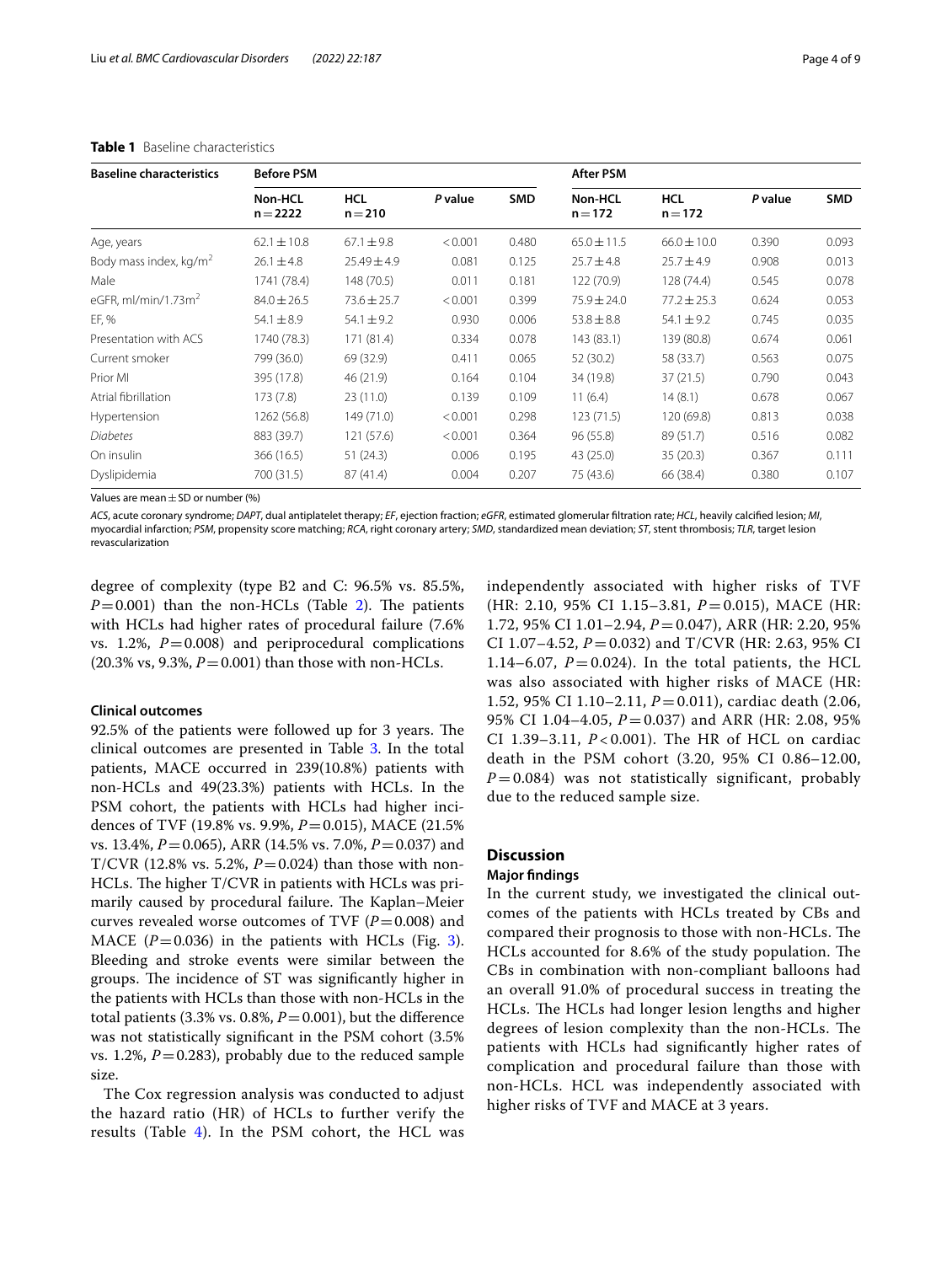**Table 1** Baseline characteristics

| Baseline characteristics | Before PSM | | | | After PSM | | | |
|---|---|---|---|---|---|---|---|---|
| | Non-HCL n = 2222 | HCL n = 210 | *P* value | SMD | Non-HCL n = 172 | HCL n = 172 | *P* value | SMD |
| Age, years | 62.1 ± 10.8 | 67.1 ± 9.8 | < 0.001 | 0.480 | 65.0 ± 11.5 | 66.0 ± 10.0 | 0.390 | 0.093 |
| Body mass index, kg/m$^2$ | 26.1 ± 4.8 | 25.49 ± 4.9 | 0.081 | 0.125 | 25.7 ± 4.8 | 25.7 ± 4.9 | 0.908 | 0.013 |
| Male | 1741 (78.4) | 148 (70.5) | 0.011 | 0.181 | 122 (70.9) | 128 (74.4) | 0.545 | 0.078 |
| eGFR, ml/min/1.73m$^2$ | 84.0 ± 26.5 | 73.6 ± 25.7 | < 0.001 | 0.399 | 75.9 ± 24.0 | 77.2 ± 25.3 | 0.624 | 0.053 |
| EF, % | 54.1 ± 8.9 | 54.1 ± 9.2 | 0.930 | 0.006 | 53.8 ± 8.8 | 54.1 ± 9.2 | 0.745 | 0.035 |
| Presentation with ACS | 1740 (78.3) | 171 (81.4) | 0.334 | 0.078 | 143 (83.1) | 139 (80.8) | 0.674 | 0.061 |
| Current smoker | 799 (36.0) | 69 (32.9) | 0.411 | 0.065 | 52 (30.2) | 58 (33.7) | 0.563 | 0.075 |
| Prior MI | 395 (17.8) | 46 (21.9) | 0.164 | 0.104 | 34 (19.8) | 37 (21.5) | 0.790 | 0.043 |
| Atrial fibrillation | 173 (7.8) | 23 (11.0) | 0.139 | 0.109 | 11 (6.4) | 14 (8.1) | 0.678 | 0.067 |
| Hypertension | 1262 (56.8) | 149 (71.0) | < 0.001 | 0.298 | 123 (71.5) | 120 (69.8) | 0.813 | 0.038 |
| *Diabetes* | 883 (39.7) | 121 (57.6) | < 0.001 | 0.364 | 96 (55.8) | 89 (51.7) | 0.516 | 0.082 |
| On insulin | 366 (16.5) | 51 (24.3) | 0.006 | 0.195 | 43 (25.0) | 35 (20.3) | 0.367 | 0.111 |
| Dyslipidemia | 700 (31.5) | 87 (41.4) | 0.004 | 0.207 | 75 (43.6) | 66 (38.4) | 0.380 | 0.107 |

Values are mean ± SD or number (%)

*ACS*, acute coronary syndrome; *DAPT*, dual antiplatelet therapy; *EF*, ejection fraction; *eGFR*, estimated glomerular filtration rate; *HCL*, heavily calcified lesion; *MI*, myocardial infarction; *PSM*, propensity score matching; *RCA*, right coronary artery; *SMD*, standardized mean deviation; *ST*, stent thrombosis; *TLR*, target lesion revascularization

degree of complexity (type B2 and C: 96.5% vs. 85.5%, $P = 0.001$) than the non-HCLs (Table 2). The patients with HCLs had higher rates of procedural failure (7.6% vs. 1.2%, $P = 0.008$) and periprocedural complications (20.3% vs, 9.3%, $P = 0.001$) than those with non-HCLs.

### Clinical outcomes

92.5% of the patients were followed up for 3 years. The clinical outcomes are presented in Table 3. In the total patients, MACE occurred in 239(10.8%) patients with non-HCLs and 49(23.3%) patients with HCLs. In the PSM cohort, the patients with HCLs had higher incidences of TVF (19.8% vs. 9.9%, $P = 0.015$), MACE (21.5% vs. 13.4%, $P = 0.065$), ARR (14.5% vs. 7.0%, $P = 0.037$) and T/CVR (12.8% vs. 5.2%, $P = 0.024$) than those with non-HCLs. The higher T/CVR in patients with HCLs was primarily caused by procedural failure. The Kaplan–Meier curves revealed worse outcomes of TVF ($P = 0.008$) and MACE ($P = 0.036$) in the patients with HCLs (Fig. 3). Bleeding and stroke events were similar between the groups. The incidence of ST was significantly higher in the patients with HCLs than those with non-HCLs in the total patients (3.3% vs. 0.8%, $P = 0.001$), but the difference was not statistically significant in the PSM cohort (3.5% vs. 1.2%, $P = 0.283$), probably due to the reduced sample size.

The Cox regression analysis was conducted to adjust the hazard ratio (HR) of HCLs to further verify the results (Table 4). In the PSM cohort, the HCL was independently associated with higher risks of TVF (HR: 2.10, 95% CI 1.15–3.81, $P = 0.015$), MACE (HR: 1.72, 95% CI 1.01–2.94, $P = 0.047$), ARR (HR: 2.20, 95% CI 1.07–4.52, $P = 0.032$) and T/CVR (HR: 2.63, 95% CI 1.14–6.07, $P = 0.024$). In the total patients, the HCL was also associated with higher risks of MACE (HR: 1.52, 95% CI 1.10–2.11, $P = 0.011$), cardiac death (2.06, 95% CI 1.04–4.05, $P = 0.037$) and ARR (HR: 2.08, 95% CI 1.39–3.11, $P < 0.001$). The HR of HCL on cardiac death in the PSM cohort (3.20, 95% CI 0.86–12.00, $P = 0.084$) was not statistically significant, probably due to the reduced sample size.

## Discussion

### Major findings

In the current study, we investigated the clinical outcomes of the patients with HCLs treated by CBs and compared their prognosis to those with non-HCLs. The HCLs accounted for 8.6% of the study population. The CBs in combination with non-compliant balloons had an overall 91.0% of procedural success in treating the HCLs. The HCLs had longer lesion lengths and higher degrees of lesion complexity than the non-HCLs. The patients with HCLs had significantly higher rates of complication and procedural failure than those with non-HCLs. HCL was independently associated with higher risks of TVF and MACE at 3 years.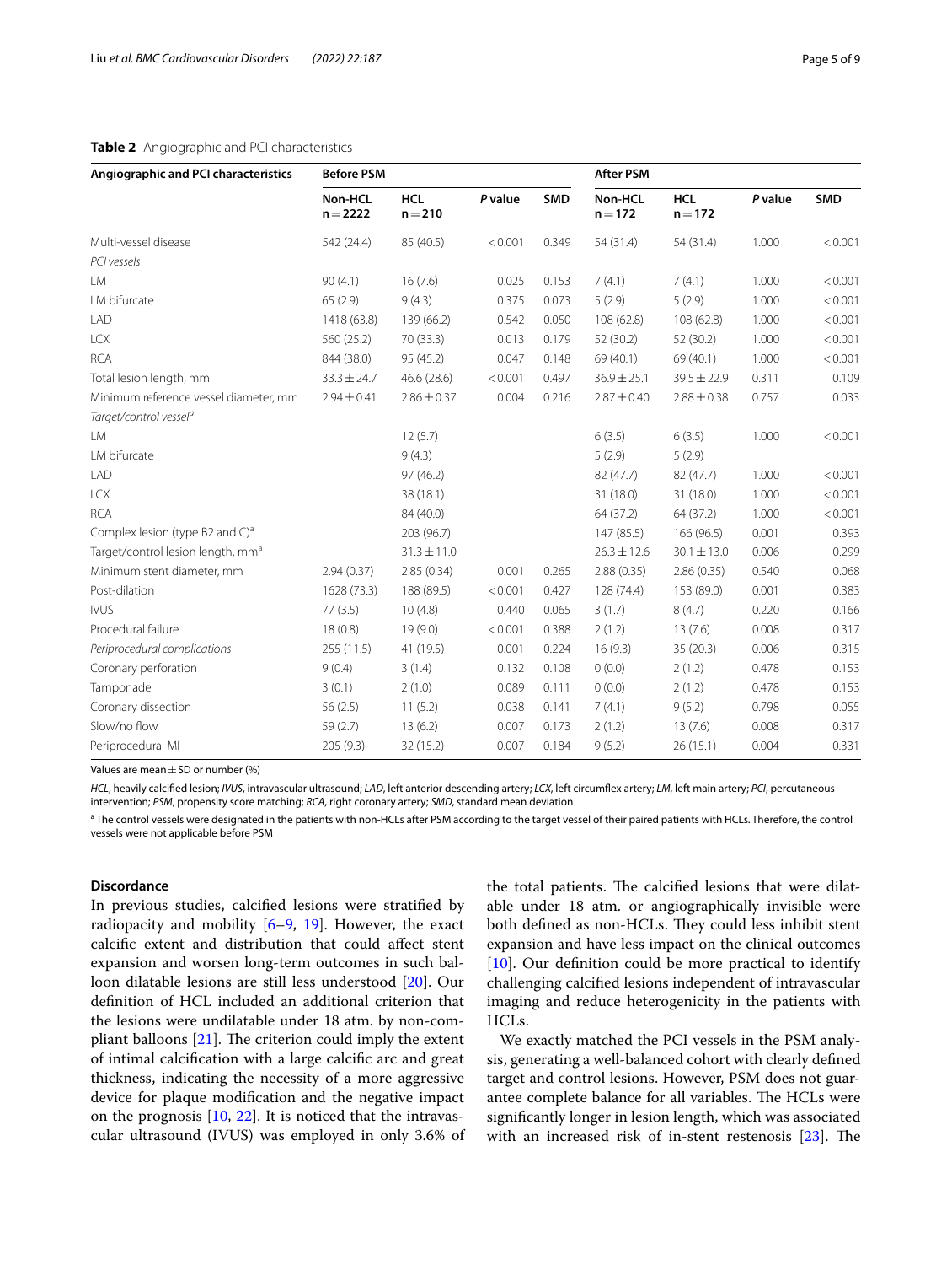**Table 2** Angiographic and PCI characteristics

| Angiographic and PCI characteristics | Before PSM | | | | After PSM | | | |
|---|---|---|---|---|---|---|---|---|
| | Non-HCL n = 2222 | HCL n = 210 | *P* value | SMD | Non-HCL n = 172 | HCL n = 172 | *P* value | SMD |
| Multi-vessel disease | 542 (24.4) | 85 (40.5) | < 0.001 | 0.349 | 54 (31.4) | 54 (31.4) | 1.000 | < 0.001 |
| *PCI vessels* | | | | | | | | |
| LM | 90 (4.1) | 16 (7.6) | 0.025 | 0.153 | 7 (4.1) | 7 (4.1) | 1.000 | < 0.001 |
| LM bifurcate | 65 (2.9) | 9 (4.3) | 0.375 | 0.073 | 5 (2.9) | 5 (2.9) | 1.000 | < 0.001 |
| LAD | 1418 (63.8) | 139 (66.2) | 0.542 | 0.050 | 108 (62.8) | 108 (62.8) | 1.000 | < 0.001 |
| LCX | 560 (25.2) | 70 (33.3) | 0.013 | 0.179 | 52 (30.2) | 52 (30.2) | 1.000 | < 0.001 |
| RCA | 844 (38.0) | 95 (45.2) | 0.047 | 0.148 | 69 (40.1) | 69 (40.1) | 1.000 | < 0.001 |
| Total lesion length, mm | 33.3 ± 24.7 | 46.6 (28.6) | < 0.001 | 0.497 | 36.9 ± 25.1 | 39.5 ± 22.9 | 0.311 | 0.109 |
| Minimum reference vessel diameter, mm | 2.94 ± 0.41 | 2.86 ± 0.37 | 0.004 | 0.216 | 2.87 ± 0.40 | 2.88 ± 0.38 | 0.757 | 0.033 |
| *Target/control vessel*[a] | | | | | | | | |
| LM | | 12 (5.7) | | | 6 (3.5) | 6 (3.5) | 1.000 | < 0.001 |
| LM bifurcate | | 9 (4.3) | | | 5 (2.9) | 5 (2.9) | | |
| LAD | | 97 (46.2) | | | 82 (47.7) | 82 (47.7) | 1.000 | < 0.001 |
| LCX | | 38 (18.1) | | | 31 (18.0) | 31 (18.0) | 1.000 | < 0.001 |
| RCA | | 84 (40.0) | | | 64 (37.2) | 64 (37.2) | 1.000 | < 0.001 |
| Complex lesion (type B2 and C)[a] | | 203 (96.7) | | | 147 (85.5) | 166 (96.5) | 0.001 | 0.393 |
| Target/control lesion length, mm[a] | | 31.3 ± 11.0 | | | 26.3 ± 12.6 | 30.1 ± 13.0 | 0.006 | 0.299 |
| Minimum stent diameter, mm | 2.94 (0.37) | 2.85 (0.34) | 0.001 | 0.265 | 2.88 (0.35) | 2.86 (0.35) | 0.540 | 0.068 |
| Post-dilation | 1628 (73.3) | 188 (89.5) | < 0.001 | 0.427 | 128 (74.4) | 153 (89.0) | 0.001 | 0.383 |
| IVUS | 77 (3.5) | 10 (4.8) | 0.440 | 0.065 | 3 (1.7) | 8 (4.7) | 0.220 | 0.166 |
| Procedural failure | 18 (0.8) | 19 (9.0) | < 0.001 | 0.388 | 2 (1.2) | 13 (7.6) | 0.008 | 0.317 |
| *Periprocedural complications* | 255 (11.5) | 41 (19.5) | 0.001 | 0.224 | 16 (9.3) | 35 (20.3) | 0.006 | 0.315 |
| Coronary perforation | 9 (0.4) | 3 (1.4) | 0.132 | 0.108 | 0 (0.0) | 2 (1.2) | 0.478 | 0.153 |
| Tamponade | 3 (0.1) | 2 (1.0) | 0.089 | 0.111 | 0 (0.0) | 2 (1.2) | 0.478 | 0.153 |
| Coronary dissection | 56 (2.5) | 11 (5.2) | 0.038 | 0.141 | 7 (4.1) | 9 (5.2) | 0.798 | 0.055 |
| Slow/no flow | 59 (2.7) | 13 (6.2) | 0.007 | 0.173 | 2 (1.2) | 13 (7.6) | 0.008 | 0.317 |
| Periprocedural MI | 205 (9.3) | 32 (15.2) | 0.007 | 0.184 | 9 (5.2) | 26 (15.1) | 0.004 | 0.331 |

Values are mean ± SD or number (%)

*HCL*, heavily calcified lesion; *IVUS*, intravascular ultrasound; *LAD*, left anterior descending artery; *LCX*, left circumflex artery; *LM*, left main artery; *PCI*, percutaneous intervention; *PSM*, propensity score matching; *RCA*, right coronary artery; *SMD*, standard mean deviation

[a] The control vessels were designated in the patients with non-HCLs after PSM according to the target vessel of their paired patients with HCLs. Therefore, the control vessels were not applicable before PSM

### Discordance

In previous studies, calcified lesions were stratified by radiopacity and mobility [6–9, 19]. However, the exact calcific extent and distribution that could affect stent expansion and worsen long-term outcomes in such balloon dilatable lesions are still less understood [20]. Our definition of HCL included an additional criterion that the lesions were undilatable under 18 atm. by non-compliant balloons [21]. The criterion could imply the extent of intimal calcification with a large calcific arc and great thickness, indicating the necessity of a more aggressive device for plaque modification and the negative impact on the prognosis [10, 22]. It is noticed that the intravascular ultrasound (IVUS) was employed in only 3.6% of the total patients. The calcified lesions that were dilatable under 18 atm. or angiographically invisible were both defined as non-HCLs. They could less inhibit stent expansion and have less impact on the clinical outcomes [10]. Our definition could be more practical to identify challenging calcified lesions independent of intravascular imaging and reduce heterogenicity in the patients with HCLs.

We exactly matched the PCI vessels in the PSM analysis, generating a well-balanced cohort with clearly defined target and control lesions. However, PSM does not guarantee complete balance for all variables. The HCLs were significantly longer in lesion length, which was associated with an increased risk of in-stent restenosis [23]. The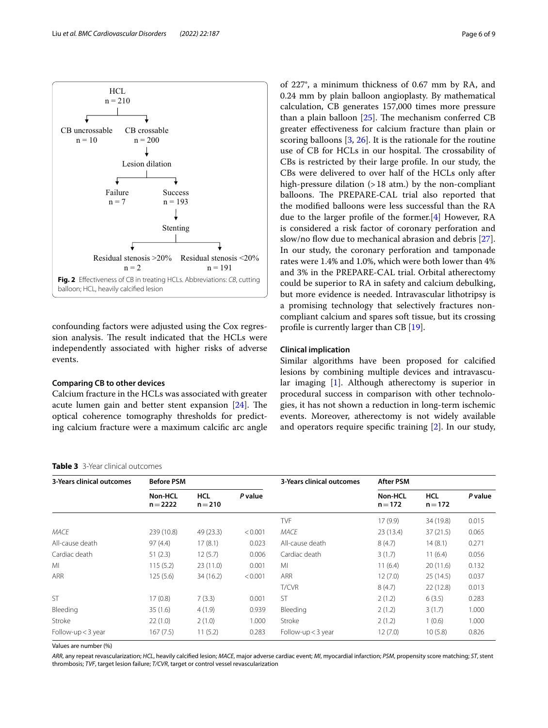HCL
n = 210

CB uncrossable
n = 10

CB crossable
n = 200

Lesion dilation

Failure
n = 7

Success
n = 193

Stenting

Residual stenosis >20%
n = 2

Residual stenosis <20%
n = 191

**Fig. 2** Effectiveness of CB in treating HCLs. Abbreviations: *CB*, cutting balloon; *HCL*, heavily calcified lesion

confounding factors were adjusted using the Cox regression analysis. The result indicated that the HCLs were independently associated with higher risks of adverse events.

### Comparing CB to other devices

Calcium fracture in the HCLs was associated with greater acute lumen gain and better stent expansion [24]. The optical coherence tomography thresholds for predicting calcium fracture were a maximum calcific arc angle of 227°, a minimum thickness of 0.67 mm by RA, and 0.24 mm by plain balloon angioplasty. By mathematical calculation, CB generates 157,000 times more pressure than a plain balloon [25]. The mechanism conferred CB greater effectiveness for calcium fracture than plain or scoring balloons [3, 26]. It is the rationale for the routine use of CB for HCLs in our hospital. The crossability of CBs is restricted by their large profile. In our study, the CBs were delivered to over half of the HCLs only after high-pressure dilation (> 18 atm.) by the non-compliant balloons. The PREPARE-CAL trial also reported that the modified balloons were less successful than the RA due to the larger profile of the former.[4] However, RA is considered a risk factor of coronary perforation and slow/no flow due to mechanical abrasion and debris [27]. In our study, the coronary perforation and tamponade rates were 1.4% and 1.0%, which were both lower than 4% and 3% in the PREPARE-CAL trial. Orbital atherectomy could be superior to RA in safety and calcium debulking, but more evidence is needed. Intravascular lithotripsy is a promising technology that selectively fractures non-compliant calcium and spares soft tissue, but its crossing profile is currently larger than CB [19].

### Clinical implication

Similar algorithms have been proposed for calcified lesions by combining multiple devices and intravascular imaging [1]. Although atherectomy is superior in procedural success in comparison with other technologies, it has not shown a reduction in long-term ischemic events. Moreover, atherectomy is not widely available and operators require specific training [2]. In our study,

**Table 3** 3-Year clinical outcomes

| 3-Years clinical outcomes | Before PSM | | | 3-Years clinical outcomes | After PSM | | |
|---|---|---|---|---|---|---|---|
| | Non-HCL n = 2222 | HCL n = 210 | *P* value | | Non-HCL n = 172 | HCL n = 172 | *P* value |
| | | | | TVF | 17 (9.9) | 34 (19.8) | 0.015 |
| *MACE* | 239 (10.8) | 49 (23.3) | < 0.001 | *MACE* | 23 (13.4) | 37 (21.5) | 0.065 |
| All-cause death | 97 (4.4) | 17 (8.1) | 0.023 | All-cause death | 8 (4.7) | 14 (8.1) | 0.271 |
| Cardiac death | 51 (2.3) | 12 (5.7) | 0.006 | Cardiac death | 3 (1.7) | 11 (6.4) | 0.056 |
| MI | 115 (5.2) | 23 (11.0) | 0.001 | MI | 11 (6.4) | 20 (11.6) | 0.132 |
| ARR | 125 (5.6) | 34 (16.2) | < 0.001 | ARR | 12 (7.0) | 25 (14.5) | 0.037 |
| | | | | T/CVR | 8 (4.7) | 22 (12.8) | 0.013 |
| ST | 17 (0.8) | 7 (3.3) | 0.001 | ST | 2 (1.2) | 6 (3.5) | 0.283 |
| Bleeding | 35 (1.6) | 4 (1.9) | 0.939 | Bleeding | 2 (1.2) | 3 (1.7) | 1.000 |
| Stroke | 22 (1.0) | 2 (1.0) | 1.000 | Stroke | 2 (1.2) | 1 (0.6) | 1.000 |
| Follow-up < 3 year | 167 (7.5) | 11 (5.2) | 0.283 | Follow-up < 3 year | 12 (7.0) | 10 (5.8) | 0.826 |

Values are number (%)

*ARR*, any repeat revascularization; *HCL*, heavily calcified lesion; *MACE*, major adverse cardiac event; *MI*, myocardial infarction; *PSM*, propensity score matching; *ST*, stent thrombosis; *TVF*, target lesion failure; *T/CVR*, target or control vessel revascularization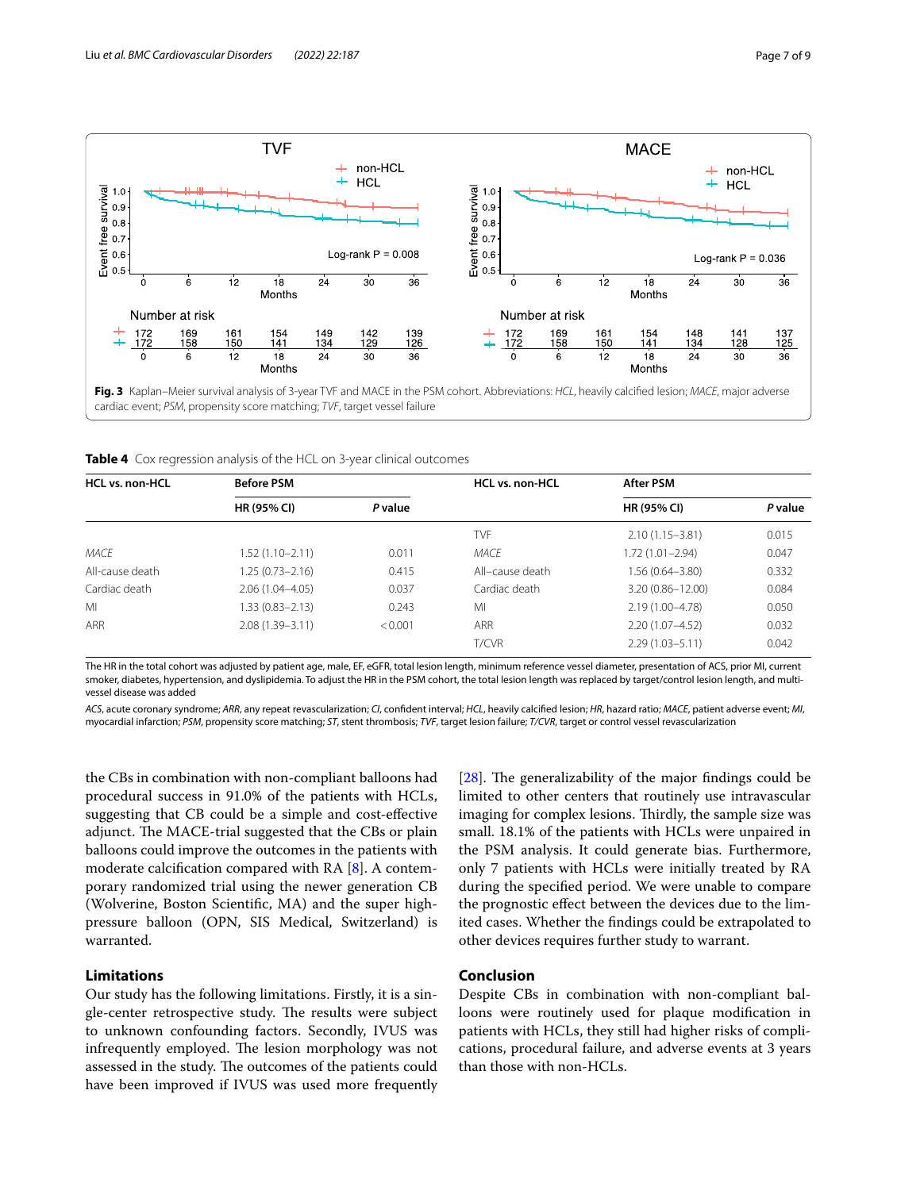TVF

non-HCL
HCL

Event free survival
1.0
0.9
0.8
0.7
0.6
0.5

Log-rank P = 0.008

0 6 12 18 24 30 36
Months

Number at risk

172 169 161 154 149 142 139
172 158 150 141 134 129 126
0 6 12 18 24 30 36
Months

MACE

non-HCL
HCL

Event free survival
1.0
0.9
0.8
0.7
0.6
0.5

Log-rank P = 0.036

0 6 12 18 24 30 36
Months

Number at risk

172 169 161 154 148 141 137
172 158 150 141 134 128 125
0 6 12 18 24 30 36
Months

**Fig. 3** Kaplan–Meier survival analysis of 3-year TVF and MACE in the PSM cohort. Abbreviations: *HCL*, heavily calcified lesion; *MACE*, major adverse cardiac event; *PSM*, propensity score matching; *TVF*, target vessel failure

**Table 4** Cox regression analysis of the HCL on 3-year clinical outcomes

| HCL vs. non-HCL | Before PSM | | HCL vs. non-HCL | After PSM | |
|---|---|---|---|---|---|
| | HR (95% CI) | *P* value | | HR (95% CI) | *P* value |
| | | | TVF | 2.10 (1.15–3.81) | 0.015 |
| *MACE* | 1.52 (1.10–2.11) | 0.011 | *MACE* | 1.72 (1.01–2.94) | 0.047 |
| All-cause death | 1.25 (0.73–2.16) | 0.415 | All–cause death | 1.56 (0.64–3.80) | 0.332 |
| Cardiac death | 2.06 (1.04–4.05) | 0.037 | Cardiac death | 3.20 (0.86–12.00) | 0.084 |
| MI | 1.33 (0.83–2.13) | 0.243 | MI | 2.19 (1.00–4.78) | 0.050 |
| ARR | 2.08 (1.39–3.11) | < 0.001 | ARR | 2.20 (1.07–4.52) | 0.032 |
| | | | T/CVR | 2.29 (1.03–5.11) | 0.042 |

The HR in the total cohort was adjusted by patient age, male, EF, eGFR, total lesion length, minimum reference vessel diameter, presentation of ACS, prior MI, current smoker, diabetes, hypertension, and dyslipidemia. To adjust the HR in the PSM cohort, the total lesion length was replaced by target/control lesion length, and multi-vessel disease was added

*ACS*, acute coronary syndrome; *ARR*, any repeat revascularization; *CI*, confident interval; *HCL*, heavily calcified lesion; *HR*, hazard ratio; *MACE*, patient adverse event; *MI*, myocardial infarction; *PSM*, propensity score matching; *ST*, stent thrombosis; *TVF*, target lesion failure; *T/CVR*, target or control vessel revascularization

the CBs in combination with non-compliant balloons had procedural success in 91.0% of the patients with HCLs, suggesting that CB could be a simple and cost-effective adjunct. The MACE-trial suggested that the CBs or plain balloons could improve the outcomes in the patients with moderate calcification compared with RA [8]. A contemporary randomized trial using the newer generation CB (Wolverine, Boston Scientific, MA) and the super high-pressure balloon (OPN, SIS Medical, Switzerland) is warranted.

## Limitations

Our study has the following limitations. Firstly, it is a single-center retrospective study. The results were subject to unknown confounding factors. Secondly, IVUS was infrequently employed. The lesion morphology was not assessed in the study. The outcomes of the patients could have been improved if IVUS was used more frequently [28]. The generalizability of the major findings could be limited to other centers that routinely use intravascular imaging for complex lesions. Thirdly, the sample size was small. 18.1% of the patients with HCLs were unpaired in the PSM analysis. It could generate bias. Furthermore, only 7 patients with HCLs were initially treated by RA during the specified period. We were unable to compare the prognostic effect between the devices due to the limited cases. Whether the findings could be extrapolated to other devices requires further study to warrant.

## Conclusion

Despite CBs in combination with non-compliant balloons were routinely used for plaque modification in patients with HCLs, they still had higher risks of complications, procedural failure, and adverse events at 3 years than those with non-HCLs.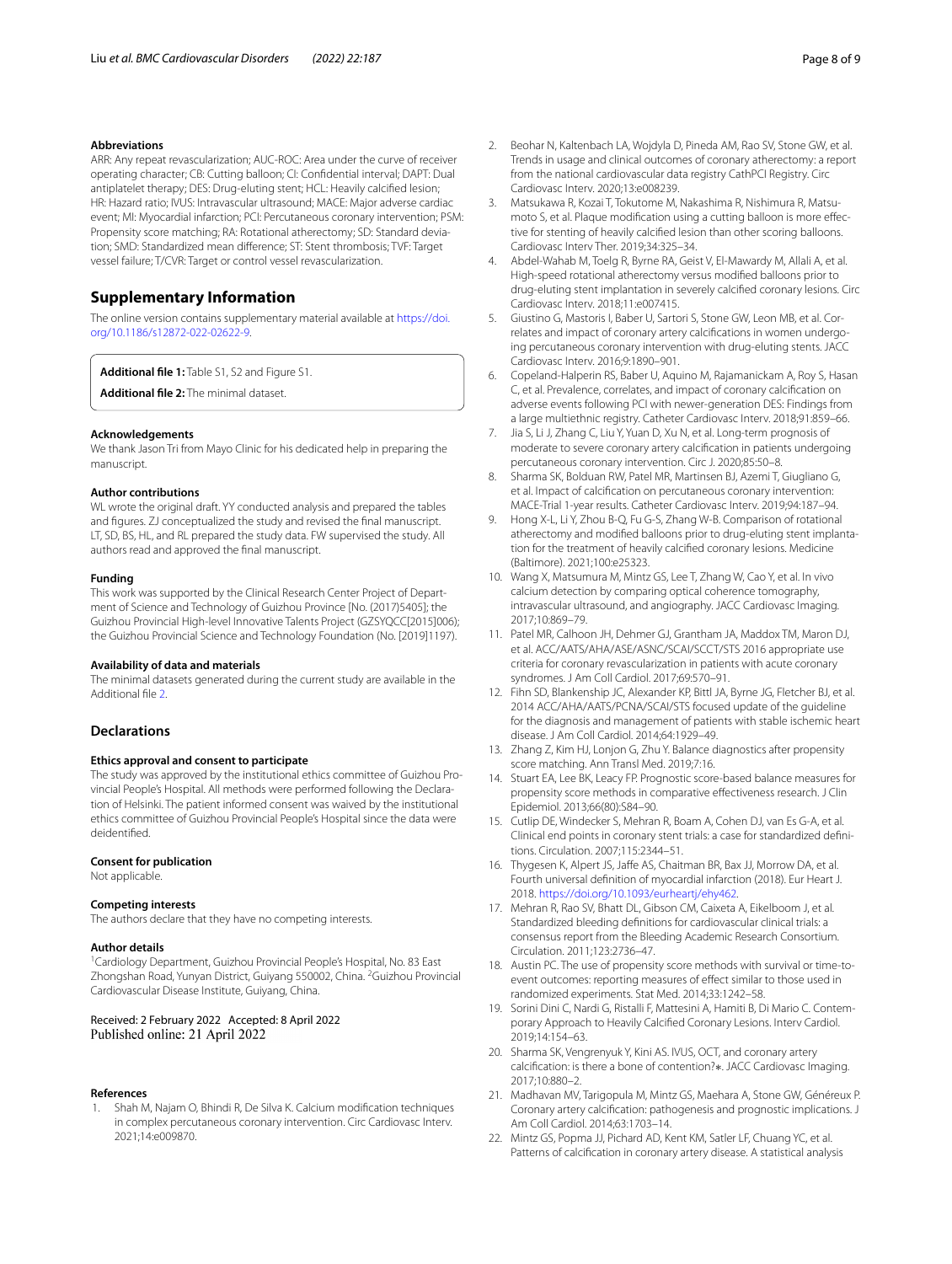#### Abbreviations

ARR: Any repeat revascularization; AUC-ROC: Area under the curve of receiver operating character; CB: Cutting balloon; CI: Confidential interval; DAPT: Dual antiplatelet therapy; DES: Drug-eluting stent; HCL: Heavily calcified lesion; HR: Hazard ratio; IVUS: Intravascular ultrasound; MACE: Major adverse cardiac event; MI: Myocardial infarction; PCI: Percutaneous coronary intervention; PSM: Propensity score matching; RA: Rotational atherectomy; SD: Standard deviation; SMD: Standardized mean difference; ST: Stent thrombosis; TVF: Target vessel failure; T/CVR: Target or control vessel revascularization.

## Supplementary Information

The online version contains supplementary material available at https://doi.org/10.1186/s12872-022-02622-9.

**Additional file 1:** Table S1, S2 and Figure S1.

**Additional file 2:** The minimal dataset.

#### Acknowledgements

We thank Jason Tri from Mayo Clinic for his dedicated help in preparing the manuscript.

#### Author contributions

WL wrote the original draft. YY conducted analysis and prepared the tables and figures. ZJ conceptualized the study and revised the final manuscript. LT, SD, BS, HL, and RL prepared the study data. FW supervised the study. All authors read and approved the final manuscript.

#### Funding

This work was supported by the Clinical Research Center Project of Department of Science and Technology of Guizhou Province [No. (2017)5405]; the Guizhou Provincial High-level Innovative Talents Project (GZSYQCC[2015]006); the Guizhou Provincial Science and Technology Foundation (No. [2019]1197).

#### Availability of data and materials

The minimal datasets generated during the current study are available in the Additional file 2.

## Declarations

#### Ethics approval and consent to participate

The study was approved by the institutional ethics committee of Guizhou Provincial People's Hospital. All methods were performed following the Declaration of Helsinki. The patient informed consent was waived by the institutional ethics committee of Guizhou Provincial People's Hospital since the data were deidentified.

#### Consent for publication

Not applicable.

#### Competing interests

The authors declare that they have no competing interests.

#### Author details

[1]Cardiology Department, Guizhou Provincial People's Hospital, No. 83 East Zhongshan Road, Yunyan District, Guiyang 550002, China. [2]Guizhou Provincial Cardiovascular Disease Institute, Guiyang, China.

Received: 2 February 2022 Accepted: 8 April 2022
Published online: 21 April 2022

#### References

1. Shah M, Najam O, Bhindi R, De Silva K. Calcium modification techniques in complex percutaneous coronary intervention. Circ Cardiovasc Interv. 2021;14:e009870.
2. Beohar N, Kaltenbach LA, Wojdyla D, Pineda AM, Rao SV, Stone GW, et al. Trends in usage and clinical outcomes of coronary atherectomy: a report from the national cardiovascular data registry CathPCI Registry. Circ Cardiovasc Interv. 2020;13:e008239.
3. Matsukawa R, Kozai T, Tokutome M, Nakashima R, Nishimura R, Matsumoto S, et al. Plaque modification using a cutting balloon is more effective for stenting of heavily calcified lesion than other scoring balloons. Cardiovasc Interv Ther. 2019;34:325–34.
4. Abdel-Wahab M, Toelg R, Byrne RA, Geist V, El-Mawardy M, Allali A, et al. High-speed rotational atherectomy versus modified balloons prior to drug-eluting stent implantation in severely calcified coronary lesions. Circ Cardiovasc Interv. 2018;11:e007415.
5. Giustino G, Mastoris I, Baber U, Sartori S, Stone GW, Leon MB, et al. Correlates and impact of coronary artery calcifications in women undergoing percutaneous coronary intervention with drug-eluting stents. JACC Cardiovasc Interv. 2016;9:1890–901.
6. Copeland-Halperin RS, Baber U, Aquino M, Rajamanickam A, Roy S, Hasan C, et al. Prevalence, correlates, and impact of coronary calcification on adverse events following PCI with newer-generation DES: Findings from a large multiethnic registry. Catheter Cardiovasc Interv. 2018;91:859–66.
7. Jia S, Li J, Zhang C, Liu Y, Yuan D, Xu N, et al. Long-term prognosis of moderate to severe coronary artery calcification in patients undergoing percutaneous coronary intervention. Circ J. 2020;85:50–8.
8. Sharma SK, Bolduan RW, Patel MR, Martinsen BJ, Azemi T, Giugliano G, et al. Impact of calcification on percutaneous coronary intervention: MACE-Trial 1-year results. Catheter Cardiovasc Interv. 2019;94:187–94.
9. Hong X-L, Li Y, Zhou B-Q, Fu G-S, Zhang W-B. Comparison of rotational atherectomy and modified balloons prior to drug-eluting stent implantation for the treatment of heavily calcified coronary lesions. Medicine (Baltimore). 2021;100:e25323.
10. Wang X, Matsumura M, Mintz GS, Lee T, Zhang W, Cao Y, et al. In vivo calcium detection by comparing optical coherence tomography, intravascular ultrasound, and angiography. JACC Cardiovasc Imaging. 2017;10:869–79.
11. Patel MR, Calhoon JH, Dehmer GJ, Grantham JA, Maddox TM, Maron DJ, et al. ACC/AATS/AHA/ASE/ASNC/SCAI/SCCT/STS 2016 appropriate use criteria for coronary revascularization in patients with acute coronary syndromes. J Am Coll Cardiol. 2017;69:570–91.
12. Fihn SD, Blankenship JC, Alexander KP, Bittl JA, Byrne JG, Fletcher BJ, et al. 2014 ACC/AHA/AATS/PCNA/SCAI/STS focused update of the guideline for the diagnosis and management of patients with stable ischemic heart disease. J Am Coll Cardiol. 2014;64:1929–49.
13. Zhang Z, Kim HJ, Lonjon G, Zhu Y. Balance diagnostics after propensity score matching. Ann Transl Med. 2019;7:16.
14. Stuart EA, Lee BK, Leacy FP. Prognostic score-based balance measures for propensity score methods in comparative effectiveness research. J Clin Epidemiol. 2013;66(80):S84–90.
15. Cutlip DE, Windecker S, Mehran R, Boam A, Cohen DJ, van Es G-A, et al. Clinical end points in coronary stent trials: a case for standardized definitions. Circulation. 2007;115:2344–51.
16. Thygesen K, Alpert JS, Jaffe AS, Chaitman BR, Bax JJ, Morrow DA, et al. Fourth universal definition of myocardial infarction (2018). Eur Heart J. 2018. https://doi.org/10.1093/eurheartj/ehy462.
17. Mehran R, Rao SV, Bhatt DL, Gibson CM, Caixeta A, Eikelboom J, et al. Standardized bleeding definitions for cardiovascular clinical trials: a consensus report from the Bleeding Academic Research Consortium. Circulation. 2011;123:2736–47.
18. Austin PC. The use of propensity score methods with survival or time-to-event outcomes: reporting measures of effect similar to those used in randomized experiments. Stat Med. 2014;33:1242–58.
19. Sorini Dini C, Nardi G, Ristalli F, Mattesini A, Hamiti B, Di Mario C. Contemporary Approach to Heavily Calcified Coronary Lesions. Interv Cardiol. 2019;14:154–63.
20. Sharma SK, Vengrenyuk Y, Kini AS. IVUS, OCT, and coronary artery calcification: is there a bone of contention?∗. JACC Cardiovasc Imaging. 2017;10:880–2.
21. Madhavan MV, Tarigopula M, Mintz GS, Maehara A, Stone GW, Généreux P. Coronary artery calcification: pathogenesis and prognostic implications. J Am Coll Cardiol. 2014;63:1703–14.
22. Mintz GS, Popma JJ, Pichard AD, Kent KM, Satler LF, Chuang YC, et al. Patterns of calcification in coronary artery disease. A statistical analysis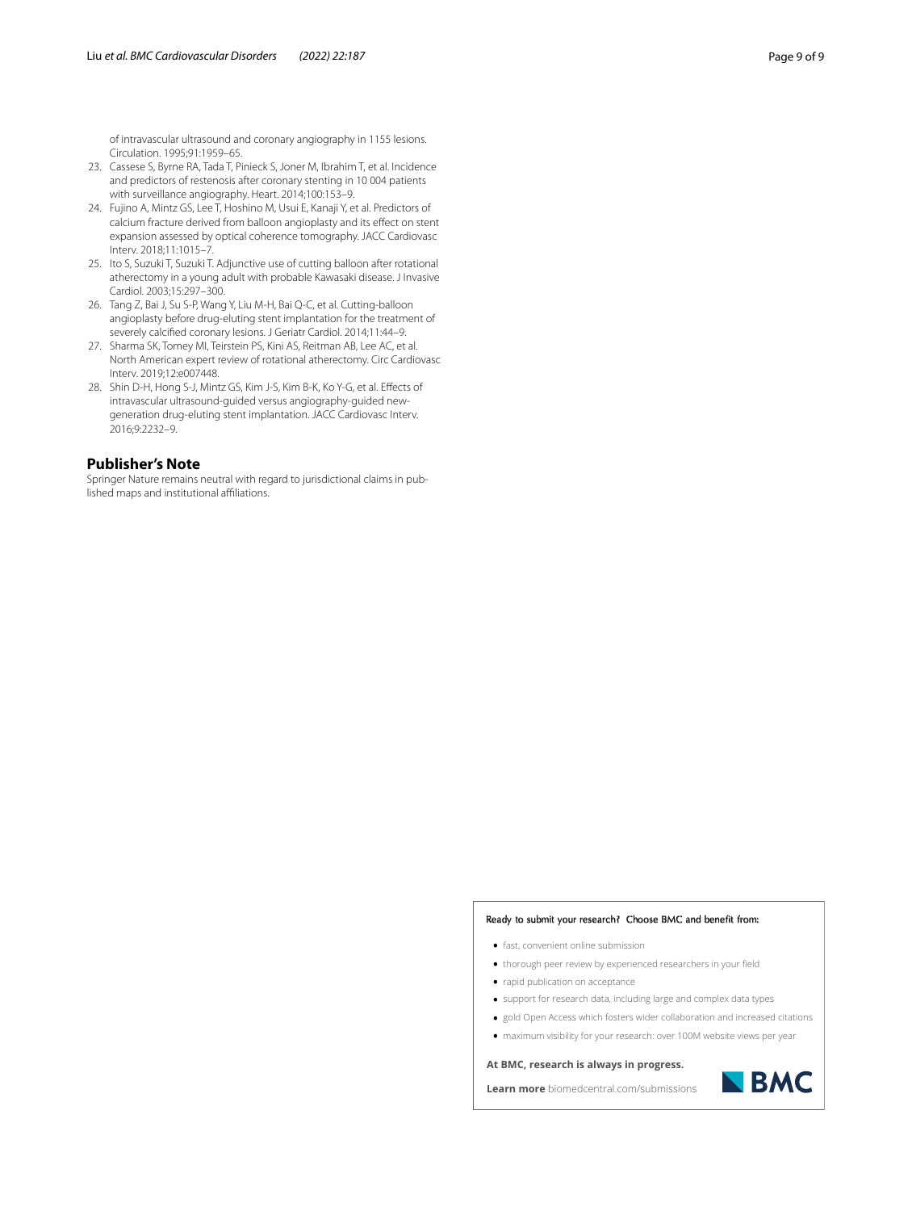of intravascular ultrasound and coronary angiography in 1155 lesions. Circulation. 1995;91:1959–65.

23. Cassese S, Byrne RA, Tada T, Pinieck S, Joner M, Ibrahim T, et al. Incidence and predictors of restenosis after coronary stenting in 10 004 patients with surveillance angiography. Heart. 2014;100:153–9.
24. Fujino A, Mintz GS, Lee T, Hoshino M, Usui E, Kanaji Y, et al. Predictors of calcium fracture derived from balloon angioplasty and its effect on stent expansion assessed by optical coherence tomography. JACC Cardiovasc Interv. 2018;11:1015–7.
25. Ito S, Suzuki T, Suzuki T. Adjunctive use of cutting balloon after rotational atherectomy in a young adult with probable Kawasaki disease. J Invasive Cardiol. 2003;15:297–300.
26. Tang Z, Bai J, Su S-P, Wang Y, Liu M-H, Bai Q-C, et al. Cutting-balloon angioplasty before drug-eluting stent implantation for the treatment of severely calcified coronary lesions. J Geriatr Cardiol. 2014;11:44–9.
27. Sharma SK, Tomey MI, Teirstein PS, Kini AS, Reitman AB, Lee AC, et al. North American expert review of rotational atherectomy. Circ Cardiovasc Interv. 2019;12:e007448.
28. Shin D-H, Hong S-J, Mintz GS, Kim J-S, Kim B-K, Ko Y-G, et al. Effects of intravascular ultrasound-guided versus angiography-guided new-generation drug-eluting stent implantation. JACC Cardiovasc Interv. 2016;9:2232–9.

## Publisher's Note

Springer Nature remains neutral with regard to jurisdictional claims in published maps and institutional affiliations.

Ready to submit your research? Choose BMC and benefit from:

- fast, convenient online submission
- thorough peer review by experienced researchers in your field
- rapid publication on acceptance
- support for research data, including large and complex data types
- gold Open Access which fosters wider collaboration and increased citations
- maximum visibility for your research: over 100M website views per year

**At BMC, research is always in progress.**

**Learn more** biomedcentral.com/submissions